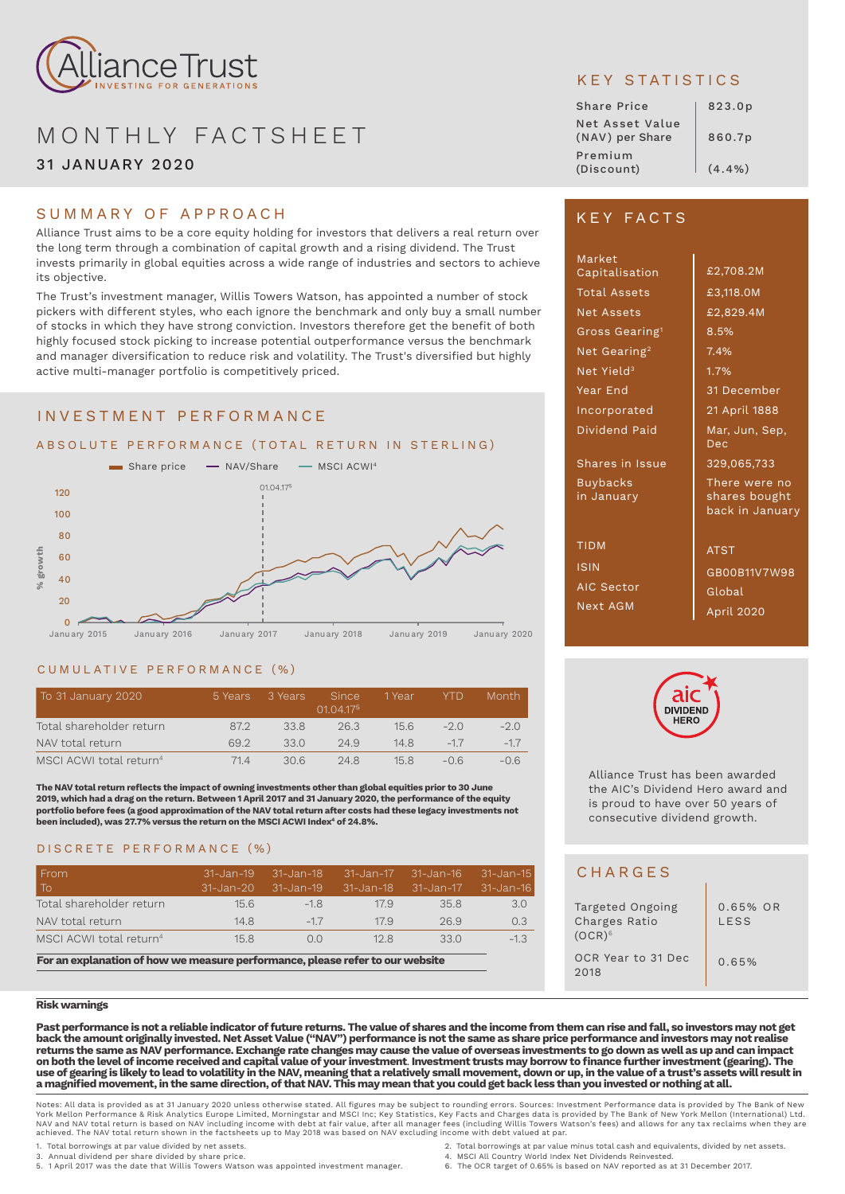# Alliance Trust

INVESTING FOR GENERATIONS

# MONTHLY FACTSHEET

## 31 JANUARY 2020

## KEY STATISTICS

| | |
|---|---|
| Share Price | 823.0p |
| Net Asset Value (NAV) per Share | 860.7p |
| Premium (Discount) | (4.4%) |

## SUMMARY OF APPROACH

Alliance Trust aims to be a core equity holding for investors that delivers a real return over the long term through a combination of capital growth and a rising dividend. The Trust invests primarily in global equities across a wide range of industries and sectors to achieve its objective.

The Trust's investment manager, Willis Towers Watson, has appointed a number of stock pickers with different styles, who each ignore the benchmark and only buy a small number of stocks in which they have strong conviction. Investors therefore get the benefit of both highly focused stock picking to increase potential outperformance versus the benchmark and manager diversification to reduce risk and volatility. The Trust's diversified but highly active multi-manager portfolio is competitively priced.

## KEY FACTS

| | |
|---|---|
| Market Capitalisation | £2,708.2M |
| Total Assets | £3,118.0M |
| Net Assets | £2,829.4M |
| Gross Gearing[1] | 8.5% |
| Net Gearing[2] | 7.4% |
| Net Yield[3] | 1.7% |
| Year End | 31 December |
| Incorporated | 21 April 1888 |
| Dividend Paid | Mar, Jun, Sep, Dec |
| Shares in Issue | 329,065,733 |
| Buybacks in January | There were no shares bought back in January |
| TIDM | ATST |
| ISIN | GB00B11V7W98 |
| AIC Sector | Global |
| Next AGM | April 2020 |

## INVESTMENT PERFORMANCE

### ABSOLUTE PERFORMANCE (TOTAL RETURN IN STERLING)

Share price — NAV/Share — MSCI ACWI[4]

01.04.17[5]

% growth: 0, 20, 40, 60, 80, 100, 120

January 2015, January 2016, January 2017, January 2018, January 2019, January 2020

### CUMULATIVE PERFORMANCE (%)

| To 31 January 2020 | 5 Years | 3 Years | Since 01.04.17[5] | 1 Year | YTD | Month |
|---|---|---|---|---|---|---|
| Total shareholder return | 87.2 | 33.8 | 26.3 | 15.6 | -2.0 | -2.0 |
| NAV total return | 69.2 | 33.0 | 24.9 | 14.8 | -1.7 | -1.7 |
| MSCI ACWI total return[4] | 71.4 | 30.6 | 24.8 | 15.8 | -0.6 | -0.6 |

**The NAV total return reflects the impact of owning investments other than global equities prior to 30 June 2019, which had a drag on the return. Between 1 April 2017 and 31 January 2020, the performance of the equity portfolio before fees (a good approximation of the NAV total return after costs had these legacy investments not been included), was 27.7% versus the return on the MSCI ACWI Index[4] of 24.8%.**

### DISCRETE PERFORMANCE (%)

| From / To | 31-Jan-19 / 31-Jan-20 | 31-Jan-18 / 31-Jan-19 | 31-Jan-17 / 31-Jan-18 | 31-Jan-16 / 31-Jan-17 | 31-Jan-15 / 31-Jan-16 |
|---|---|---|---|---|---|
| Total shareholder return | 15.6 | -1.8 | 17.9 | 35.8 | 3.0 |
| NAV total return | 14.8 | -1.7 | 17.9 | 26.9 | 0.3 |
| MSCI ACWI total return[4] | 15.8 | 0.0 | 12.8 | 33.0 | -1.3 |

**For an explanation of how we measure performance, please refer to our website**

aic DIVIDEND HERO

Alliance Trust has been awarded the AIC's Dividend Hero award and is proud to have over 50 years of consecutive dividend growth.

## CHARGES

| | |
|---|---|
| Targeted Ongoing Charges Ratio (OCR)[6] | 0.65% OR LESS |
| OCR Year to 31 Dec 2018 | 0.65% |

**Risk warnings**

**Past performance is not a reliable indicator of future returns. The value of shares and the income from them can rise and fall, so investors may not get back the amount originally invested. Net Asset Value ("NAV") performance is not the same as share price performance and investors may not realise returns the same as NAV performance. Exchange rate changes may cause the value of overseas investments to go down as well as up and can impact on both the level of income received and capital value of your investment. Investment trusts may borrow to finance further investment (gearing). The use of gearing is likely to lead to volatility in the NAV, meaning that a relatively small movement, down or up, in the value of a trust's assets will result in a magnified movement, in the same direction, of that NAV. This may mean that you could get back less than you invested or nothing at all.**

Notes: All data is provided as at 31 January 2020 unless otherwise stated. All figures may be subject to rounding errors. Sources: Investment Performance data is provided by The Bank of New York Mellon Performance & Risk Analytics Europe Limited, Morningstar and MSCI Inc; Key Statistics, Key Facts and Charges data is provided by The Bank of New York Mellon (International) Ltd. NAV and NAV total return is based on NAV including income with debt at fair value, after all manager fees (including Willis Towers Watson's fees) and allows for any tax reclaims when they are achieved. The NAV total return shown in the factsheets up to May 2018 was based on NAV excluding income with debt valued at par.

1. Total borrowings at par value divided by net assets.
2. Total borrowings at par value minus total cash and equivalents, divided by net assets.
3. Annual dividend per share divided by share price.
4. MSCI All Country World Index Net Dividends Reinvested.
5. 1 April 2017 was the date that Willis Towers Watson was appointed investment manager.
6. The OCR target of 0.65% is based on NAV reported as at 31 December 2017.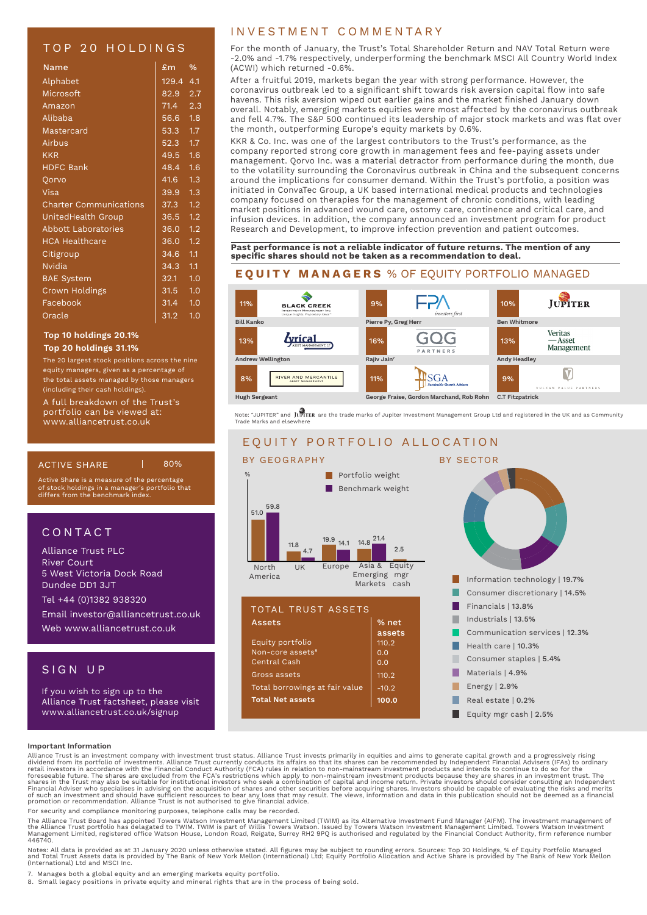## TOP 20 HOLDINGS

| Name | £m | % |
|---|---|---|
| Alphabet | 129.4 | 4.1 |
| Microsoft | 82.9 | 2.7 |
| Amazon | 71.4 | 2.3 |
| Alibaba | 56.6 | 1.8 |
| Mastercard | 53.3 | 1.7 |
| Airbus | 52.3 | 1.7 |
| KKR | 49.5 | 1.6 |
| HDFC Bank | 48.4 | 1.6 |
| Qorvo | 41.6 | 1.3 |
| Visa | 39.9 | 1.3 |
| Charter Communications | 37.3 | 1.2 |
| UnitedHealth Group | 36.5 | 1.2 |
| Abbott Laboratories | 36.0 | 1.2 |
| HCA Healthcare | 36.0 | 1.2 |
| Citigroup | 34.6 | 1.1 |
| Nvidia | 34.3 | 1.1 |
| BAE System | 32.1 | 1.0 |
| Crown Holdings | 31.5 | 1.0 |
| Facebook | 31.4 | 1.0 |
| Oracle | 31.2 | 1.0 |

**Top 10 holdings 20.1%**

**Top 20 holdings 31.1%**

The 20 largest stock positions across the nine equity managers, given as a percentage of the total assets managed by those managers (including their cash holdings).

A full breakdown of the Trust's portfolio can be viewed at: www.alliancetrust.co.uk

## ACTIVE SHARE | 80%

Active Share is a measure of the percentage of stock holdings in a manager's portfolio that differs from the benchmark index.

## CONTACT

Alliance Trust PLC
River Court
5 West Victoria Dock Road
Dundee DD1 3JT

Tel +44 (0)1382 938320

Email investor@alliancetrust.co.uk

Web www.alliancetrust.co.uk

## SIGN UP

If you wish to sign up to the Alliance Trust factsheet, please visit www.alliancetrust.co.uk/signup

## INVESTMENT COMMENTARY

For the month of January, the Trust's Total Shareholder Return and NAV Total Return were -2.0% and -1.7% respectively, underperforming the benchmark MSCI All Country World Index (ACWI) which returned -0.6%.

After a fruitful 2019, markets began the year with strong performance. However, the coronavirus outbreak led to a significant shift towards risk aversion capital flow into safe havens. This risk aversion wiped out earlier gains and the market finished January down overall. Notably, emerging markets equities were most affected by the coronavirus outbreak and fell 4.7%. The S&P 500 continued its leadership of major stock markets and was flat over the month, outperforming Europe's equity markets by 0.6%.

KKR & Co. Inc. was one of the largest contributors to the Trust's performance, as the company reported strong core growth in management fees and fee-paying assets under management. Qorvo Inc. was a material detractor from performance during the month, due to the volatility surrounding the Coronavirus outbreak in China and the subsequent concerns around the implications for consumer demand. Within the Trust's portfolio, a position was initiated in ConvaTec Group, a UK based international medical products and technologies company focused on therapies for the management of chronic conditions, with leading market positions in advanced wound care, ostomy care, continence and critical care, and infusion devices. In addition, the company announced an investment program for product Research and Development, to improve infection prevention and patient outcomes.

**Past performance is not a reliable indicator of future returns. The mention of any specific shares should not be taken as a recommendation to deal.**

## EQUITY MANAGERS % OF EQUITY PORTFOLIO MANAGED

| % | Manager | Portfolio manager(s) |
|---|---|---|
| 11% | Black Creek Investment Management Inc. | Bill Kanko |
| 9% | FPA | Pierre Py, Greg Herr |
| 10% | Jupiter | Ben Whitmore |
| 13% | Lyrical Asset Management LP | Andrew Wellington |
| 16% | GQG Partners | Rajiv Jain[7] |
| 13% | Veritas Asset Management | Andy Headley |
| 8% | River and Mercantile Asset Management | Hugh Sergeant |
| 11% | SGA Sustainable Growth Advisers | George Fraise, Gordon Marchand, Rob Rohn |
| 9% | Vulcan Value Partners | C.T Fitzpatrick |

Note: "JUPITER" and JUPITER are the trade marks of Jupiter Investment Management Group Ltd and registered in the UK and as Community Trade Marks and elsewhere

## EQUITY PORTFOLIO ALLOCATION

### BY GEOGRAPHY

%

Portfolio weight
Benchmark weight

North America: 51.0, 59.8
UK: 11.8, 4.7
Europe: 19.9, 14.1
Asia & Emerging Markets: 14.8, 21.4
Equity mgr cash: 2.5

### BY SECTOR

- Information technology | 19.7%
- Consumer discretionary | 14.5%
- Financials | 13.8%
- Industrials | 13.5%
- Communication services | 12.3%
- Health care | 10.3%
- Consumer staples | 5.4%
- Materials | 4.9%
- Energy | 2.9%
- Real estate | 0.2%
- Equity mgr cash | 2.5%

## TOTAL TRUST ASSETS

| Assets | % net assets |
|---|---|
| Equity portfolio | 110.2 |
| Non-core assets[8] | 0.0 |
| Central Cash | 0.0 |
| Gross assets | 110.2 |
| Total borrowings at fair value | -10.2 |
| **Total Net assets** | **100.0** |

**Important Information**

Alliance Trust is an investment company with investment trust status. Alliance Trust invests primarily in equities and aims to generate capital growth and a progressively rising dividend from its portfolio of investments. Alliance Trust currently conducts its affairs so that its shares can be recommended by Independent Financial Advisers (IFAs) to ordinary retail investors in accordance with the Financial Conduct Authority (FCA) rules in relation to non-mainstream investment products and intends to continue to do so for the foreseeable future. The shares are excluded from the FCA's restrictions which apply to non-mainstream investment products because they are shares in an investment trust. The shares in the Trust may also be suitable for institutional investors who seek a combination of capital and income return. Private investors should consider consulting an Independent Financial Adviser who specialises in advising on the acquisition of shares and other securities before acquiring shares. Investors should be capable of evaluating the risks and merits of such an investment and should have sufficient resources to bear any loss that may result. The views, information and data in this publication should not be deemed as a financial promotion or recommendation. Alliance Trust is not authorised to give financial advice.

For security and compliance monitoring purposes, telephone calls may be recorded.

The Alliance Trust Board has appointed Towers Watson Investment Management Limited (TWIM) as its Alternative Investment Fund Manager (AIFM). The investment management of the Alliance Trust portfolio has delagated to TWIM. TWIM is part of Willis Towers Watson. Issued by Towers Watson Investment Management Limited. Towers Watson Investment Management Limited, registered office Watson House, London Road, Reigate, Surrey RH2 9PQ is authorised and regulated by the Financial Conduct Authority, firm reference number 446740.

Notes: All data is provided as at 31 January 2020 unless otherwise stated. All figures may be subject to rounding errors. Sources: Top 20 Holdings, % of Equity Portfolio Managed and Total Trust Assets data is provided by The Bank of New York Mellon (International) Ltd; Equity Portfolio Allocation and Active Share is provided by The Bank of New York Mellon (International) Ltd and MSCI Inc.

7. Manages both a global equity and an emerging markets equity portfolio.
8. Small legacy positions in private equity and mineral rights that are in the process of being sold.